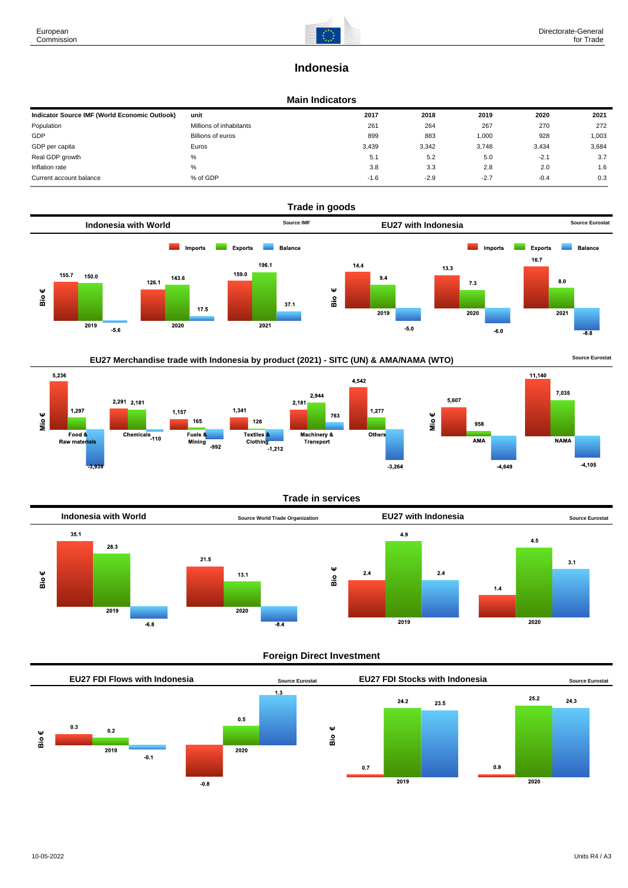# Indonesia

## Main Indicators

| Indicator Source IMF (World Economic Outlook) | unit | 2017 | 2018 | 2019 | 2020 | 2021 |
|---|---|---|---|---|---|---|
| Population | Millions of inhabitants | 261 | 264 | 267 | 270 | 272 |
| GDP | Billions of euros | 899 | 883 | 1,000 | 928 | 1,003 |
| GDP per capita | Euros | 3,439 | 3,342 | 3,748 | 3,434 | 3,684 |
| Real GDP growth | % | 5.1 | 5.2 | 5.0 | -2.1 | 3.7 |
| Inflation rate | % | 3.8 | 3.3 | 2.8 | 2.0 | 1.6 |
| Current account balance | % of GDP | -1.6 | -2.9 | -2.7 | -0.4 | 0.3 |

## Trade in goods

### Indonesia with World

Source IMF

Bio €

| | Imports | Exports | Balance |
|---|---|---|---|
| 2019 | 155.7 | 150.0 | -5.6 |
| 2020 | 126.1 | 143.6 | 17.5 |
| 2021 | 159.0 | 196.1 | 37.1 |

### EU27 with Indonesia

Source Eurostat

Bio €

| | Imports | Exports | Balance |
|---|---|---|---|
| 2019 | 14.4 | 9.4 | -5.0 |
| 2020 | 13.3 | 7.3 | -6.0 |
| 2021 | 16.7 | 8.0 | -8.8 |

### EU27 Merchandise trade with Indonesia by product (2021) - SITC (UN) & AMA/NAMA (WTO)

Source Eurostat

Mio €

| | Imports | Exports | Balance |
|---|---|---|---|
| Food & Raw materials | 5,236 | 1,297 | -3,939 |
| Chemicals | 2,291 | 2,181 | -110 |
| Fuels & Mining | 1,157 | 165 | -992 |
| Textiles & Clothing | 1,341 | 128 | -1,212 |
| Machinery & Transport | 2,181 | 2,944 | 763 |
| Others | 4,542 | 1,277 | -3,264 |

Mio €

| | Imports | Exports | Balance |
|---|---|---|---|
| AMA | 5,607 | 958 | -4,649 |
| NAMA | 11,140 | 7,035 | -4,105 |

## Trade in services

### Indonesia with World

Source World Trade Organization

Bio €

| | Imports | Exports | Balance |
|---|---|---|---|
| 2019 | 35.1 | 28.3 | -6.8 |
| 2020 | 21.5 | 13.1 | -8.4 |

### EU27 with Indonesia

Source Eurostat

Bio €

| | Imports | Exports | Balance |
|---|---|---|---|
| 2019 | 2.4 | 4.9 | 2.4 |
| 2020 | 1.4 | 4.5 | 3.1 |

## Foreign Direct Investment

### EU27 FDI Flows with Indonesia

Source Eurostat

Bio €

| | Inward | Outward | Balance |
|---|---|---|---|
| 2019 | 0.3 | 0.2 | -0.1 |
| 2020 | -0.8 | 0.5 | 1.3 |

### EU27 FDI Stocks with Indonesia

Source Eurostat

Bio €

| | Inward | Outward | Balance |
|---|---|---|---|
| 2019 | 0.7 | 24.2 | 23.5 |
| 2020 | 0.9 | 25.2 | 24.3 |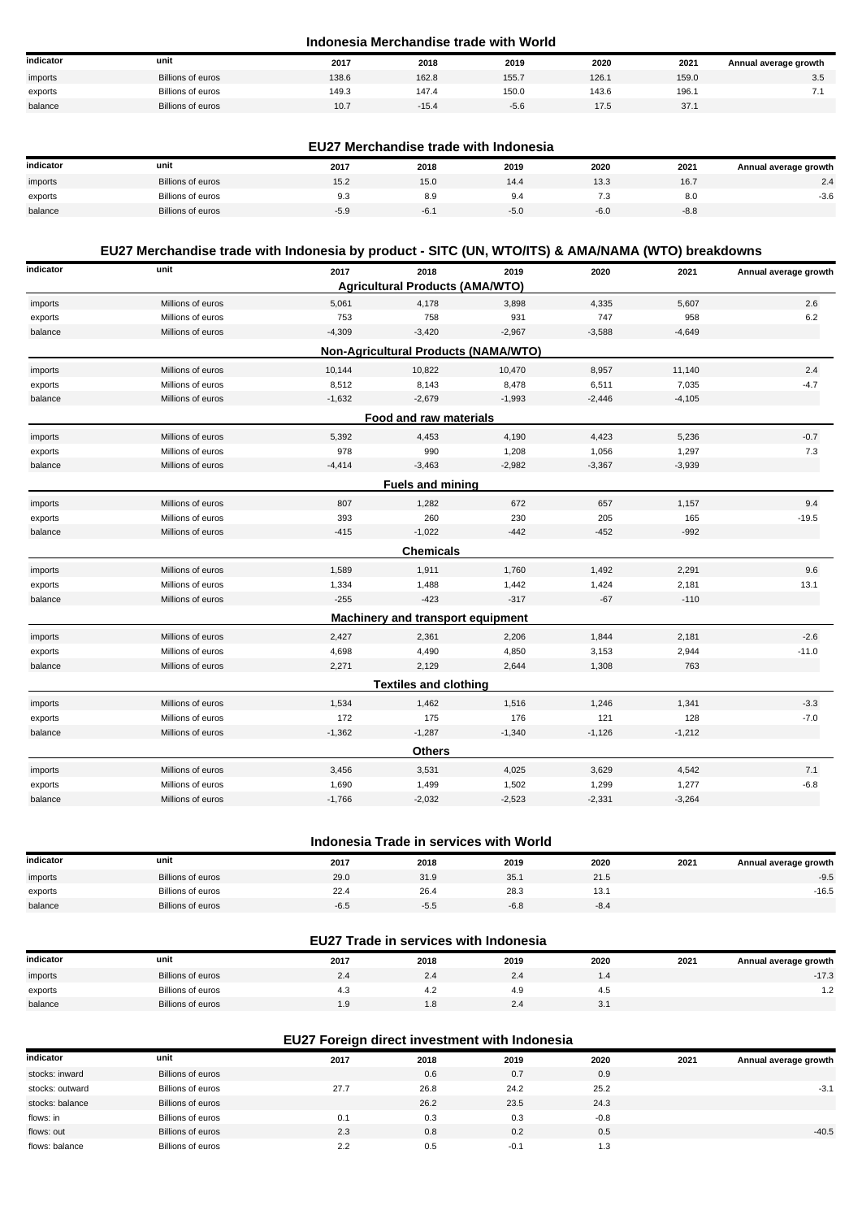## Indonesia Merchandise trade with World

| indicator | unit | 2017 | 2018 | 2019 | 2020 | 2021 | Annual average growth |
|---|---|---|---|---|---|---|---|
| imports | Billions of euros | 138.6 | 162.8 | 155.7 | 126.1 | 159.0 | 3.5 |
| exports | Billions of euros | 149.3 | 147.4 | 150.0 | 143.6 | 196.1 | 7.1 |
| balance | Billions of euros | 10.7 | -15.4 | -5.6 | 17.5 | 37.1 | |

## EU27 Merchandise trade with Indonesia

| indicator | unit | 2017 | 2018 | 2019 | 2020 | 2021 | Annual average growth |
|---|---|---|---|---|---|---|---|
| imports | Billions of euros | 15.2 | 15.0 | 14.4 | 13.3 | 16.7 | 2.4 |
| exports | Billions of euros | 9.3 | 8.9 | 9.4 | 7.3 | 8.0 | -3.6 |
| balance | Billions of euros | -5.9 | -6.1 | -5.0 | -6.0 | -8.8 | |

## EU27 Merchandise trade with Indonesia by product - SITC (UN, WTO/ITS) & AMA/NAMA (WTO) breakdowns

| indicator | unit | 2017 | 2018 | 2019 | 2020 | 2021 | Annual average growth |
|---|---|---|---|---|---|---|---|
| | | | **Agricultural Products (AMA/WTO)** | | | | |
| imports | Millions of euros | 5,061 | 4,178 | 3,898 | 4,335 | 5,607 | 2.6 |
| exports | Millions of euros | 753 | 758 | 931 | 747 | 958 | 6.2 |
| balance | Millions of euros | -4,309 | -3,420 | -2,967 | -3,588 | -4,649 | |
| | | | **Non-Agricultural Products (NAMA/WTO)** | | | | |
| imports | Millions of euros | 10,144 | 10,822 | 10,470 | 8,957 | 11,140 | 2.4 |
| exports | Millions of euros | 8,512 | 8,143 | 8,478 | 6,511 | 7,035 | -4.7 |
| balance | Millions of euros | -1,632 | -2,679 | -1,993 | -2,446 | -4,105 | |
| | | | **Food and raw materials** | | | | |
| imports | Millions of euros | 5,392 | 4,453 | 4,190 | 4,423 | 5,236 | -0.7 |
| exports | Millions of euros | 978 | 990 | 1,208 | 1,056 | 1,297 | 7.3 |
| balance | Millions of euros | -4,414 | -3,463 | -2,982 | -3,367 | -3,939 | |
| | | | **Fuels and mining** | | | | |
| imports | Millions of euros | 807 | 1,282 | 672 | 657 | 1,157 | 9.4 |
| exports | Millions of euros | 393 | 260 | 230 | 205 | 165 | -19.5 |
| balance | Millions of euros | -415 | -1,022 | -442 | -452 | -992 | |
| | | | **Chemicals** | | | | |
| imports | Millions of euros | 1,589 | 1,911 | 1,760 | 1,492 | 2,291 | 9.6 |
| exports | Millions of euros | 1,334 | 1,488 | 1,442 | 1,424 | 2,181 | 13.1 |
| balance | Millions of euros | -255 | -423 | -317 | -67 | -110 | |
| | | | **Machinery and transport equipment** | | | | |
| imports | Millions of euros | 2,427 | 2,361 | 2,206 | 1,844 | 2,181 | -2.6 |
| exports | Millions of euros | 4,698 | 4,490 | 4,850 | 3,153 | 2,944 | -11.0 |
| balance | Millions of euros | 2,271 | 2,129 | 2,644 | 1,308 | 763 | |
| | | | **Textiles and clothing** | | | | |
| imports | Millions of euros | 1,534 | 1,462 | 1,516 | 1,246 | 1,341 | -3.3 |
| exports | Millions of euros | 172 | 175 | 176 | 121 | 128 | -7.0 |
| balance | Millions of euros | -1,362 | -1,287 | -1,340 | -1,126 | -1,212 | |
| | | | **Others** | | | | |
| imports | Millions of euros | 3,456 | 3,531 | 4,025 | 3,629 | 4,542 | 7.1 |
| exports | Millions of euros | 1,690 | 1,499 | 1,502 | 1,299 | 1,277 | -6.8 |
| balance | Millions of euros | -1,766 | -2,032 | -2,523 | -2,331 | -3,264 | |

## Indonesia Trade in services with World

| indicator | unit | 2017 | 2018 | 2019 | 2020 | 2021 | Annual average growth |
|---|---|---|---|---|---|---|---|
| imports | Billions of euros | 29.0 | 31.9 | 35.1 | 21.5 | | -9.5 |
| exports | Billions of euros | 22.4 | 26.4 | 28.3 | 13.1 | | -16.5 |
| balance | Billions of euros | -6.5 | -5.5 | -6.8 | -8.4 | | |

## EU27 Trade in services with Indonesia

| indicator | unit | 2017 | 2018 | 2019 | 2020 | 2021 | Annual average growth |
|---|---|---|---|---|---|---|---|
| imports | Billions of euros | 2.4 | 2.4 | 2.4 | 1.4 | | -17.3 |
| exports | Billions of euros | 4.3 | 4.2 | 4.9 | 4.5 | | 1.2 |
| balance | Billions of euros | 1.9 | 1.8 | 2.4 | 3.1 | | |

## EU27 Foreign direct investment with Indonesia

| indicator | unit | 2017 | 2018 | 2019 | 2020 | 2021 | Annual average growth |
|---|---|---|---|---|---|---|---|
| stocks: inward | Billions of euros | | 0.6 | 0.7 | 0.9 | | |
| stocks: outward | Billions of euros | 27.7 | 26.8 | 24.2 | 25.2 | | -3.1 |
| stocks: balance | Billions of euros | | 26.2 | 23.5 | 24.3 | | |
| flows: in | Billions of euros | 0.1 | 0.3 | 0.3 | -0.8 | | |
| flows: out | Billions of euros | 2.3 | 0.8 | 0.2 | 0.5 | | -40.5 |
| flows: balance | Billions of euros | 2.2 | 0.5 | -0.1 | 1.3 | | |